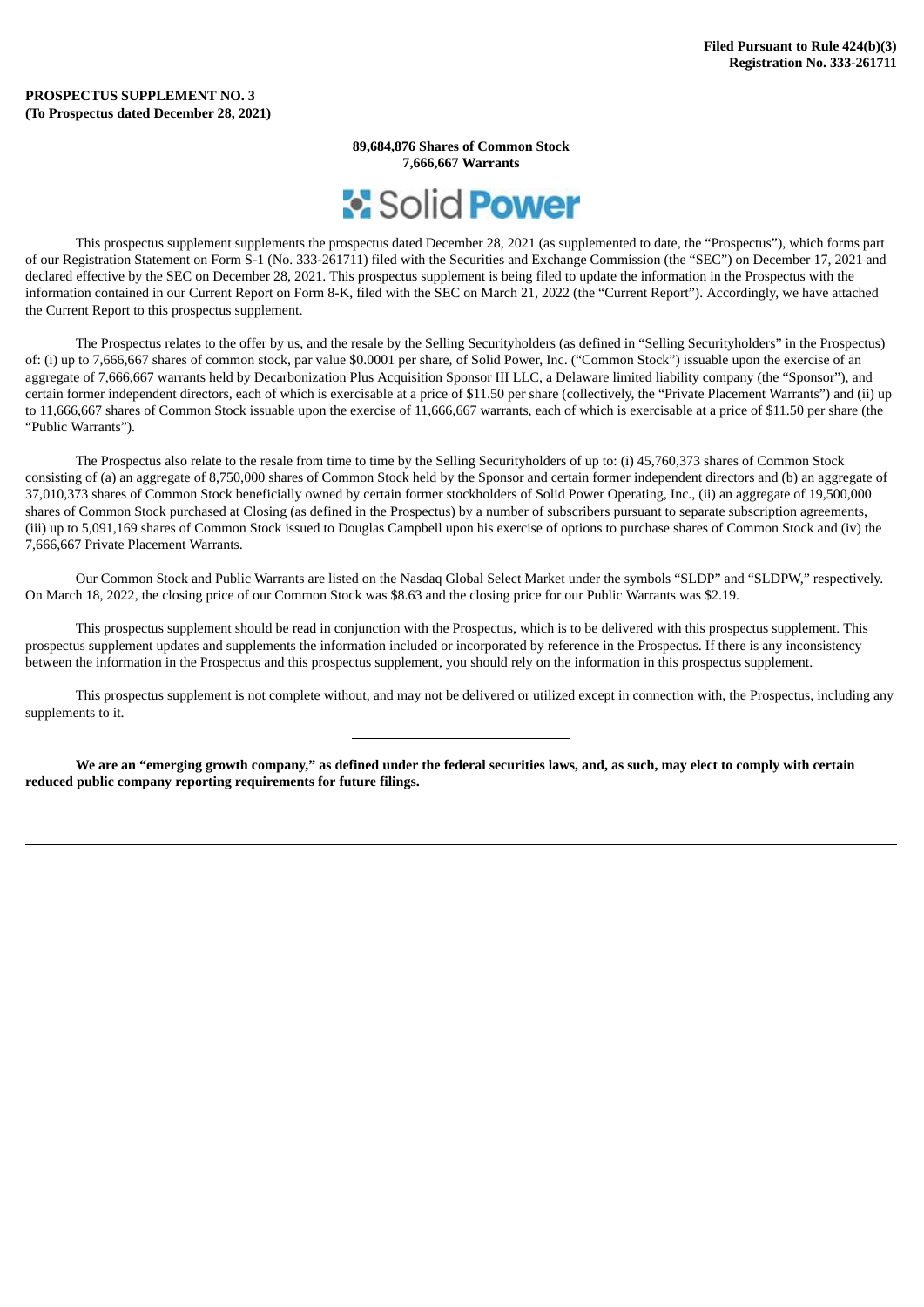**Filed Pursuant to Rule 424(b)(3)**
**Registration No. 333-261711**

**PROSPECTUS SUPPLEMENT NO. 3**
**(To Prospectus dated December 28, 2021)**

**89,684,876 Shares of Common Stock**
**7,666,667 Warrants**

Solid Power

This prospectus supplement supplements the prospectus dated December 28, 2021 (as supplemented to date, the "Prospectus"), which forms part of our Registration Statement on Form S-1 (No. 333-261711) filed with the Securities and Exchange Commission (the "SEC") on December 17, 2021 and declared effective by the SEC on December 28, 2021. This prospectus supplement is being filed to update the information in the Prospectus with the information contained in our Current Report on Form 8-K, filed with the SEC on March 21, 2022 (the "Current Report"). Accordingly, we have attached the Current Report to this prospectus supplement.

The Prospectus relates to the offer by us, and the resale by the Selling Securityholders (as defined in "Selling Securityholders" in the Prospectus) of: (i) up to 7,666,667 shares of common stock, par value $0.0001 per share, of Solid Power, Inc. ("Common Stock") issuable upon the exercise of an aggregate of 7,666,667 warrants held by Decarbonization Plus Acquisition Sponsor III LLC, a Delaware limited liability company (the "Sponsor"), and certain former independent directors, each of which is exercisable at a price of $11.50 per share (collectively, the "Private Placement Warrants") and (ii) up to 11,666,667 shares of Common Stock issuable upon the exercise of 11,666,667 warrants, each of which is exercisable at a price of $11.50 per share (the "Public Warrants").

The Prospectus also relate to the resale from time to time by the Selling Securityholders of up to: (i) 45,760,373 shares of Common Stock consisting of (a) an aggregate of 8,750,000 shares of Common Stock held by the Sponsor and certain former independent directors and (b) an aggregate of 37,010,373 shares of Common Stock beneficially owned by certain former stockholders of Solid Power Operating, Inc., (ii) an aggregate of 19,500,000 shares of Common Stock purchased at Closing (as defined in the Prospectus) by a number of subscribers pursuant to separate subscription agreements, (iii) up to 5,091,169 shares of Common Stock issued to Douglas Campbell upon his exercise of options to purchase shares of Common Stock and (iv) the 7,666,667 Private Placement Warrants.

Our Common Stock and Public Warrants are listed on the Nasdaq Global Select Market under the symbols "SLDP" and "SLDPW," respectively. On March 18, 2022, the closing price of our Common Stock was $8.63 and the closing price for our Public Warrants was $2.19.

This prospectus supplement should be read in conjunction with the Prospectus, which is to be delivered with this prospectus supplement. This prospectus supplement updates and supplements the information included or incorporated by reference in the Prospectus. If there is any inconsistency between the information in the Prospectus and this prospectus supplement, you should rely on the information in this prospectus supplement.

This prospectus supplement is not complete without, and may not be delivered or utilized except in connection with, the Prospectus, including any supplements to it.

---

**We are an "emerging growth company," as defined under the federal securities laws, and, as such, may elect to comply with certain reduced public company reporting requirements for future filings.**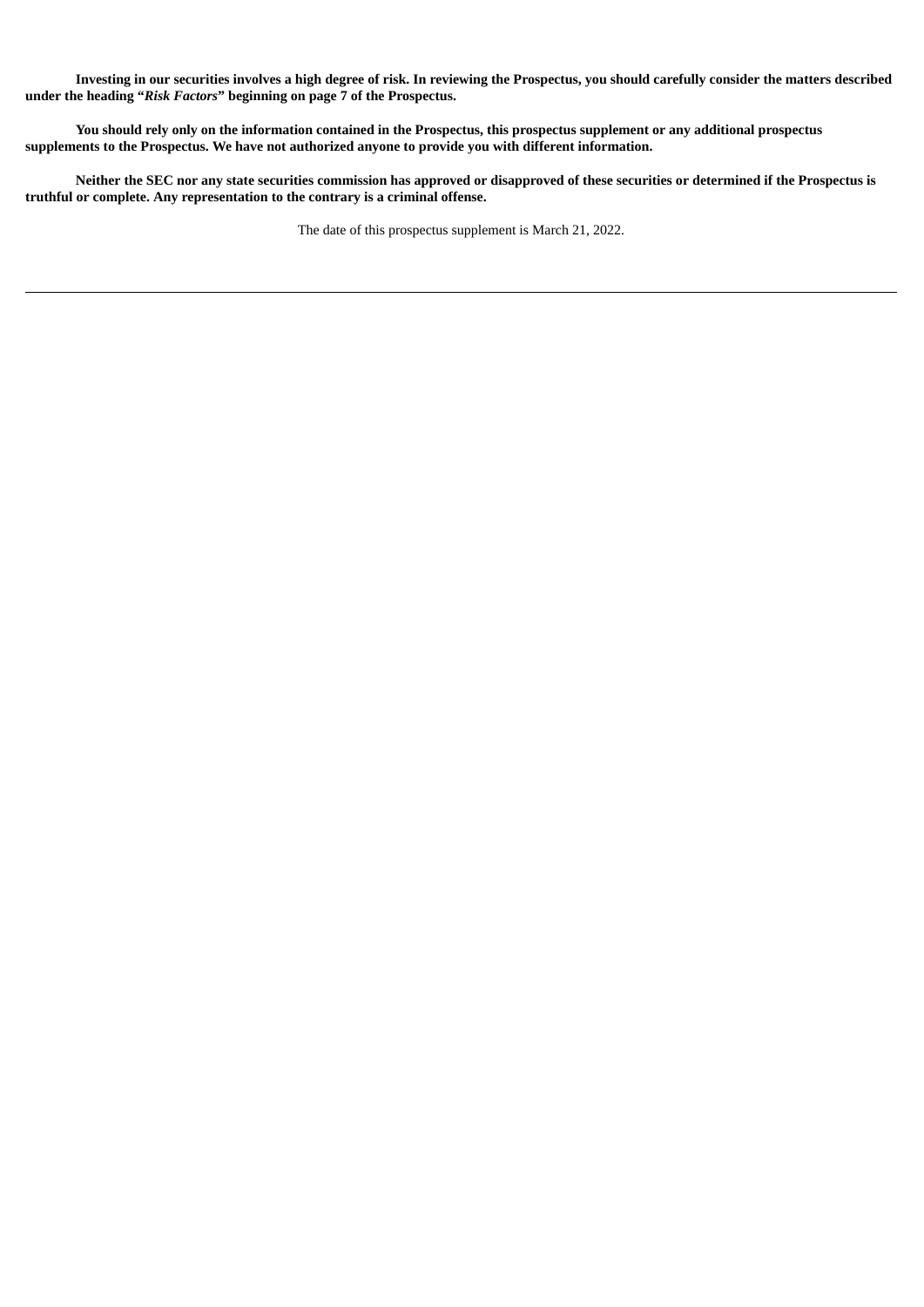**Investing in our securities involves a high degree of risk. In reviewing the Prospectus, you should carefully consider the matters described under the heading "*Risk Factors*" beginning on page 7 of the Prospectus.**

**You should rely only on the information contained in the Prospectus, this prospectus supplement or any additional prospectus supplements to the Prospectus. We have not authorized anyone to provide you with different information.**

**Neither the SEC nor any state securities commission has approved or disapproved of these securities or determined if the Prospectus is truthful or complete. Any representation to the contrary is a criminal offense.**

The date of this prospectus supplement is March 21, 2022.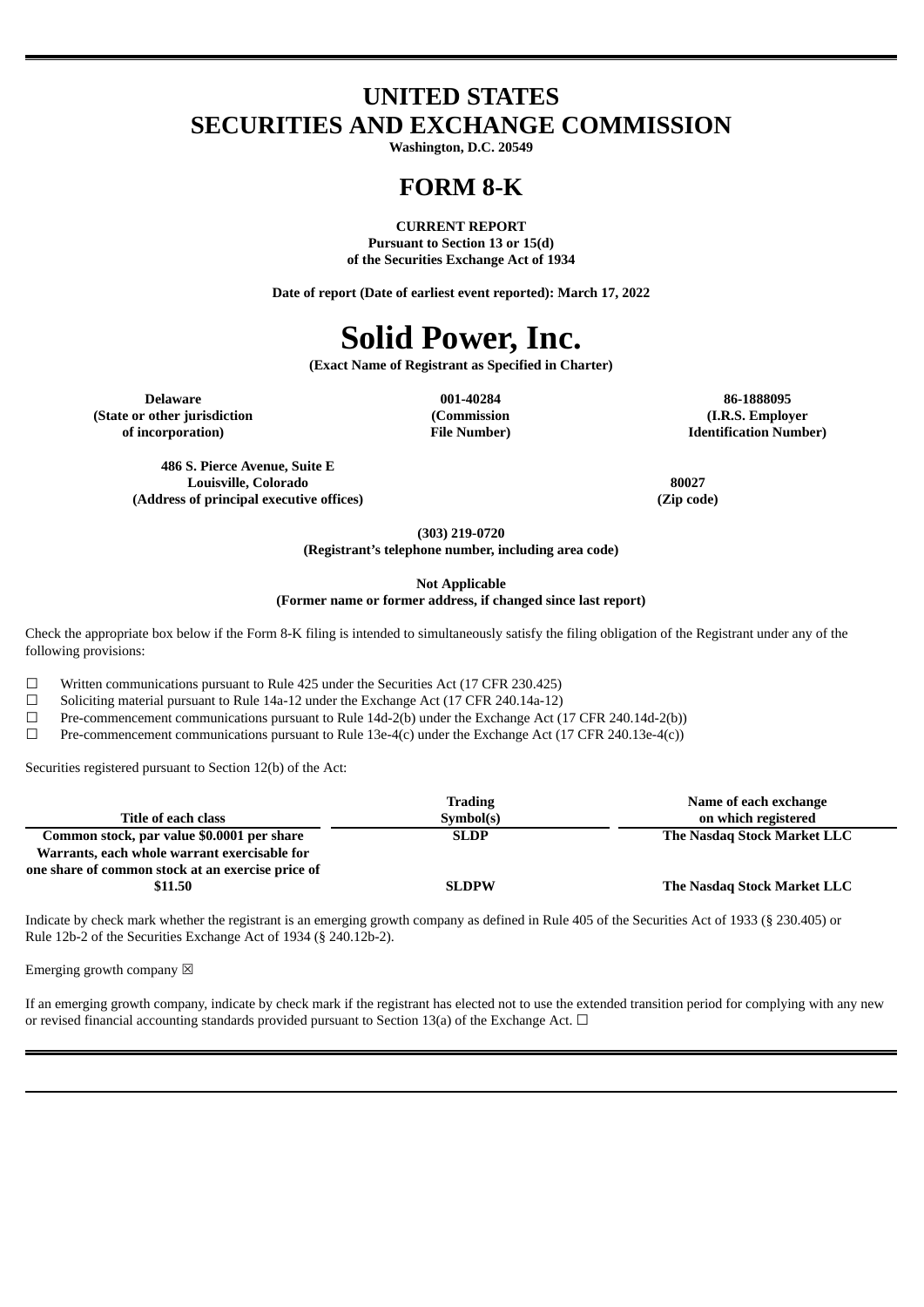# UNITED STATES
# SECURITIES AND EXCHANGE COMMISSION

**Washington, D.C. 20549**

# FORM 8-K

**CURRENT REPORT**
**Pursuant to Section 13 or 15(d)**
**of the Securities Exchange Act of 1934**

**Date of report (Date of earliest event reported): March 17, 2022**

# Solid Power, Inc.

**(Exact Name of Registrant as Specified in Charter)**

| Delaware | 001-40284 | 86-1888095 |
|---|---|---|
| (State or other jurisdiction of incorporation) | (Commission File Number) | (I.R.S. Employer Identification Number) |

| 486 S. Pierce Avenue, Suite E Louisville, Colorado | 80027 |
|---|---|
| (Address of principal executive offices) | (Zip code) |

**(303) 219-0720**
**(Registrant's telephone number, including area code)**

**Not Applicable**
**(Former name or former address, if changed since last report)**

Check the appropriate box below if the Form 8-K filing is intended to simultaneously satisfy the filing obligation of the Registrant under any of the following provisions:

☐ Written communications pursuant to Rule 425 under the Securities Act (17 CFR 230.425)
☐ Soliciting material pursuant to Rule 14a-12 under the Exchange Act (17 CFR 240.14a-12)
☐ Pre-commencement communications pursuant to Rule 14d-2(b) under the Exchange Act (17 CFR 240.14d-2(b))
☐ Pre-commencement communications pursuant to Rule 13e-4(c) under the Exchange Act (17 CFR 240.13e-4(c))

Securities registered pursuant to Section 12(b) of the Act:

| Title of each class | Trading Symbol(s) | Name of each exchange on which registered |
|---|---|---|
| Common stock, par value $0.0001 per share | SLDP | The Nasdaq Stock Market LLC |
| Warrants, each whole warrant exercisable for one share of common stock at an exercise price of $11.50 | SLDPW | The Nasdaq Stock Market LLC |

Indicate by check mark whether the registrant is an emerging growth company as defined in Rule 405 of the Securities Act of 1933 (§ 230.405) or Rule 12b-2 of the Securities Exchange Act of 1934 (§ 240.12b-2).

Emerging growth company ☒

If an emerging growth company, indicate by check mark if the registrant has elected not to use the extended transition period for complying with any new or revised financial accounting standards provided pursuant to Section 13(a) of the Exchange Act. ☐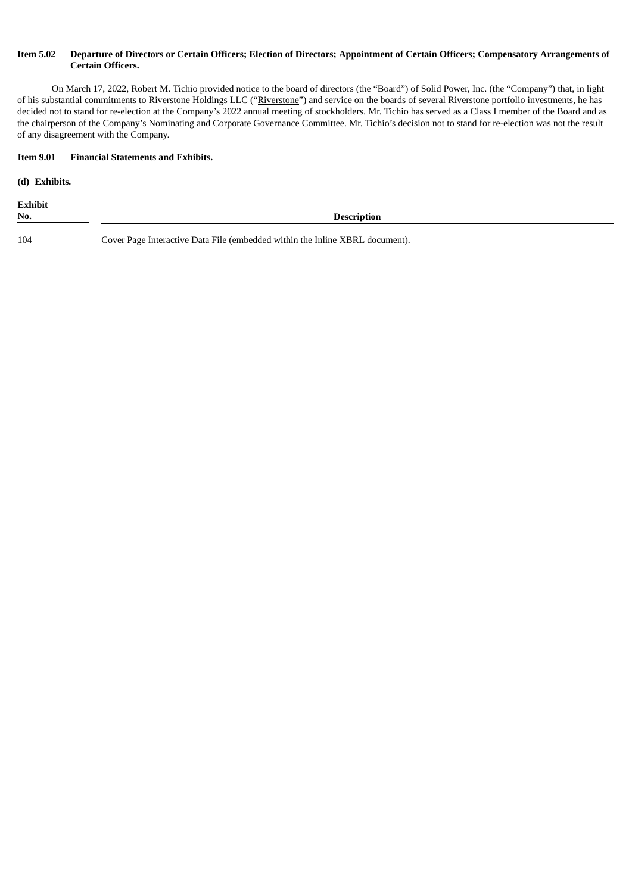**Item 5.02 Departure of Directors or Certain Officers; Election of Directors; Appointment of Certain Officers; Compensatory Arrangements of Certain Officers.**

On March 17, 2022, Robert M. Tichio provided notice to the board of directors (the "Board") of Solid Power, Inc. (the "Company") that, in light of his substantial commitments to Riverstone Holdings LLC ("Riverstone") and service on the boards of several Riverstone portfolio investments, he has decided not to stand for re-election at the Company's 2022 annual meeting of stockholders. Mr. Tichio has served as a Class I member of the Board and as the chairperson of the Company's Nominating and Corporate Governance Committee. Mr. Tichio's decision not to stand for re-election was not the result of any disagreement with the Company.

**Item 9.01 Financial Statements and Exhibits.**

**(d) Exhibits.**

| Exhibit No. | Description |
| --- | --- |
| 104 | Cover Page Interactive Data File (embedded within the Inline XBRL document). |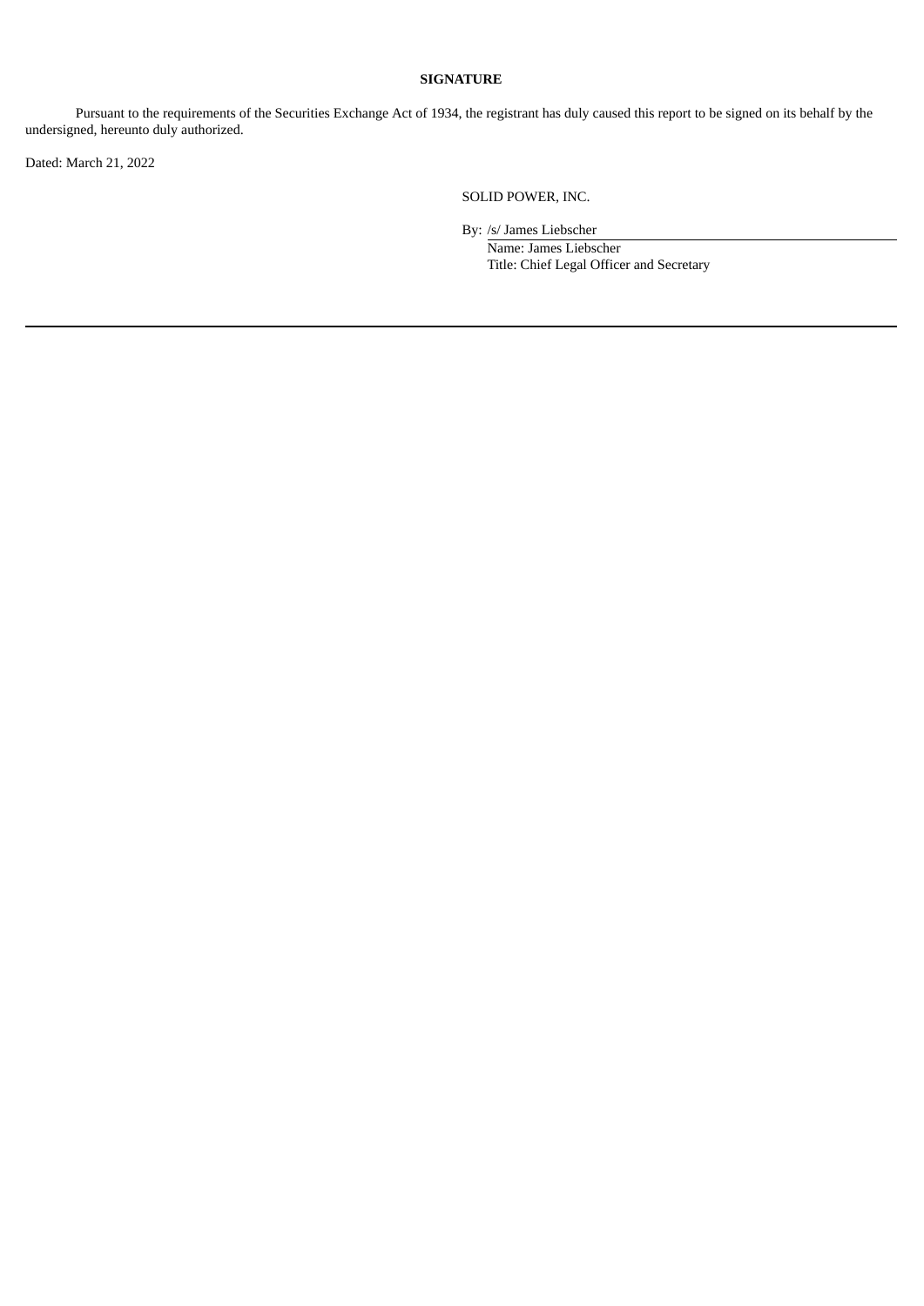**SIGNATURE**

Pursuant to the requirements of the Securities Exchange Act of 1934, the registrant has duly caused this report to be signed on its behalf by the undersigned, hereunto duly authorized.

Dated: March 21, 2022

SOLID POWER, INC.

By: /s/ James Liebscher
Name: James Liebscher
Title: Chief Legal Officer and Secretary